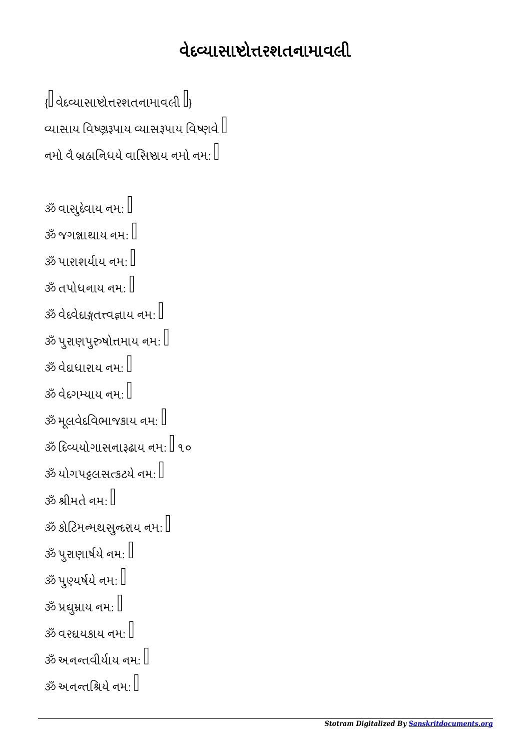# વેદવ્યાસાષ્ટોત્તરશતનામાવલી

{॥ વેદવ્યાસાષ્ટોત્તરશતનામાવલી ॥}

વ્યાસાય વિષ્ણુરૂપાય વ્યાસરૂપાય વિષ્ણવે ।
નમો વૈ બ્રહ્મનિધયે વાસિષ્ઠાય નમો નમઃ ॥

ૐ વાસુદેવાય નમઃ ।
ૐ જગન્નાથાય નમઃ ।
ૐ પારાશર્યાય નમઃ ।
ૐ તપોધનાય નમઃ ।
ૐ વેદવેદાઙ્ગતત્ત્વજ્ઞાય નમઃ ।
ૐ પુરાણપુરુષોત્તમાય નમઃ ।
ૐ વેદધારાય નમઃ ।
ૐ વેદગમ્યાય નમઃ ।
ૐ મૂલવેદવિભાજકાય નમઃ ।
ૐ દિવ્યયોગાસનારૂઢાય નમઃ । ૧૦
ૐ યોગપટ્ટલસત્કટયે નમઃ ।
ૐ શ્રીમતે નમઃ ।
ૐ કોટિમન્મથસુન્દરાય નમઃ ।
ૐ પુરાણાર્ષયે નમઃ ।
ૐ પુણ્યર્ષયે નમઃ ।
ૐ પ્રદ્યુમ્નાય નમઃ ।
ૐ વરદાયકાય નમઃ ।
ૐ અનન્તવીર્યાય નમઃ ।
ૐ અનન્તશ્રિયે નમઃ ।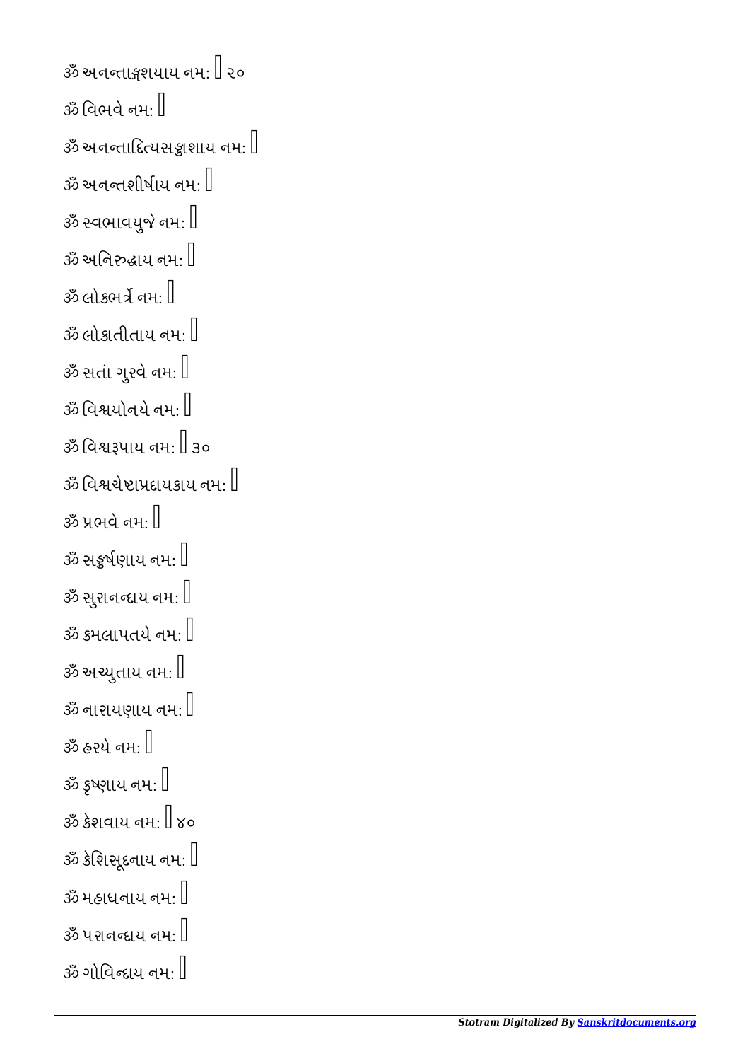ૐ અનન્તાઙ્ગશયાય નમઃ । ૨૦

ૐ વિભવે નમઃ ।

ૐ અનન્તાદિત્યસઙ્કાશાય નમઃ ।

ૐ અનન્તશીર્ષાય નમઃ ।

ૐ સ્વભાવયુજે નમઃ ।

ૐ અનિરુદ્ધાય નમઃ ।

ૐ લોકભર્ત્રે નમઃ ।

ૐ લોકાતીતાય નમઃ ।

ૐ સતાં ગુરવે નમઃ ।

ૐ વિશ્વયોનયે નમઃ ।

ૐ વિશ્વરૂપાય નમઃ । ૩૦

ૐ વિશ્વચેષ્ટાપ્રદાયકાય નમઃ ।

ૐ પ્રભવે નમઃ ।

ૐ સઙ્કર્ષણાય નમઃ ।

ૐ સુરાનન્દાય નમઃ ।

ૐ કમલાપતયે નમઃ ।

ૐ અચ્યુતાય નમઃ ।

ૐ નારાયણાય નમઃ ।

ૐ હરયે નમઃ ।

ૐ કૃષ્ણાય નમઃ ।

ૐ કેશવાય નમઃ । ૪૦

ૐ કેશિસૂદનાય નમઃ ।

ૐ મહાધનાય નમઃ ।

ૐ પરાનન્દાય નમઃ ।

ૐ ગોવિન્દાય નમઃ ।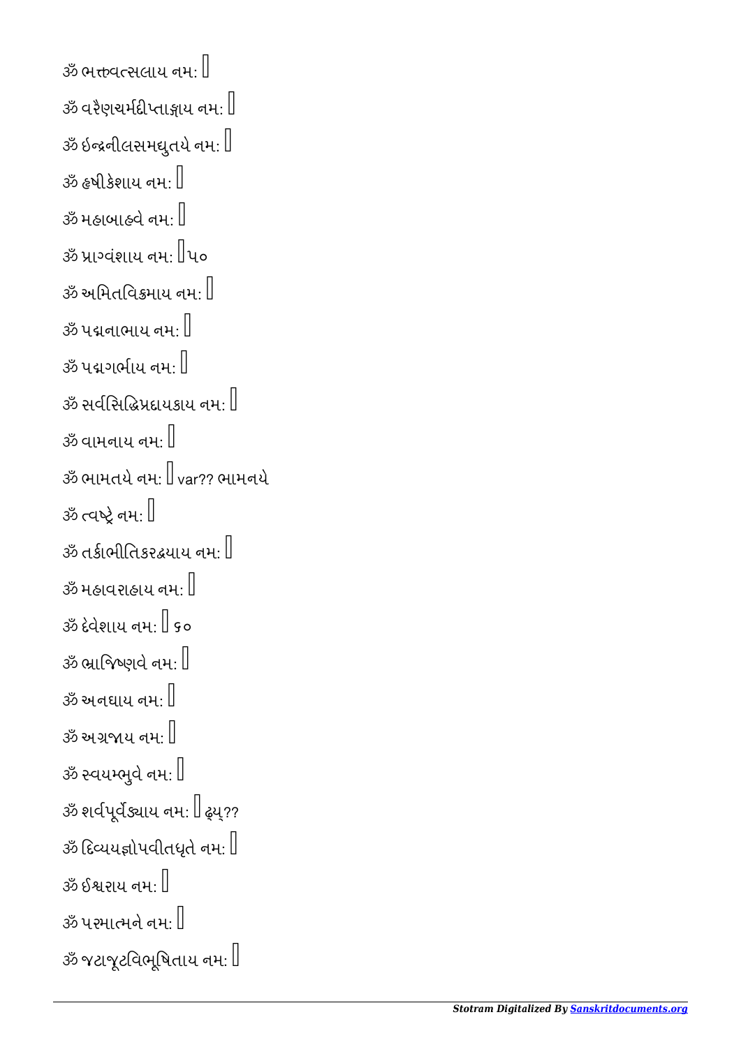ૐ ભક્તવત્સલાય નમઃ ।

ૐ વરૈણચર્મદીપ્તાઙ્ગાય નમઃ ।

ૐ ઇન્દ્રનીલસમદ્યુતયે નમઃ ।

ૐ હૃષીકેશાય નમઃ ।

ૐ મહાબાહવે નમઃ ।

ૐ પ્રાગ્વંશાય નમઃ । ૫૦

ૐ અમિતવિક્રમાય નમઃ ।

ૐ પદ્મનાભાય નમઃ ।

ૐ પદ્મગર્ભાય નમઃ ।

ૐ સર્વસિદ્ધિપ્રદાયકાય નમઃ ।

ૐ વામનાય નમઃ ।

ૐ ભામતયે નમઃ । var?? ભામનયે

ૐ ત્વષ્ટ્રે નમઃ ।

ૐ તર્કાભીતિકરદ્વયાય નમઃ ।

ૐ મહાવરાહાય નમઃ ।

ૐ દેવેશાય નમઃ । ૬૦

ૐ ભ્રાજિષ્ણવે નમઃ ।

ૐ અનઘાય નમઃ ।

ૐ અગ્રજાય નમઃ ।

ૐ સ્વયમ્ભુવે નમઃ ।

ૐ શર્વપૂર્વજ્યાય નમઃ । ઢ્યૂ??

ૐ દિવ્યયજ્ઞોપવીતધૃતે નમઃ ।

ૐ ઈશ્વરાય નમઃ ।

ૐ પરમાત્મને નમઃ ।

ૐ જટાજૂટવિભૂષિતાય નમઃ ।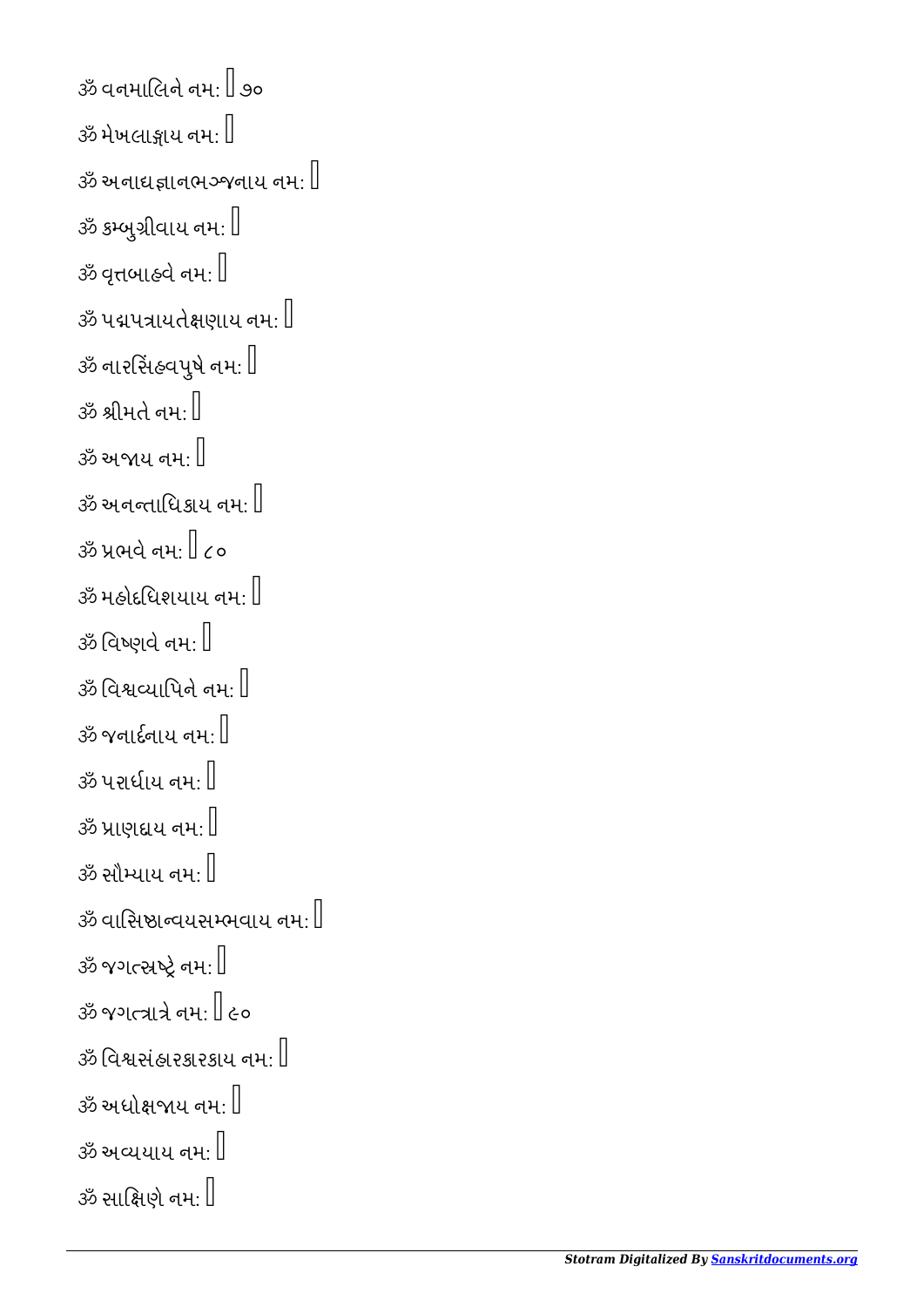ૐ વનમાલિને નમઃ । ૭૦

ૐ મેખલાઙ્ગાય નમઃ ।

ૐ અનાદ્યજ્ઞાનભઞ્જનાય નમઃ ।

ૐ કમ્બુગ્રીવાય નમઃ ।

ૐ વૃત્તબાહ્વે નમઃ ।

ૐ પદ્મપત્રાયતેક્ષણાય નમઃ ।

ૐ નારસિંહવપુષે નમઃ ।

ૐ શ્રીમતે નમઃ ।

ૐ અજાય નમઃ ।

ૐ અનન્તાધિકાય નમઃ ।

ૐ પ્રભવે નમઃ । ૮૦

ૐ મહોદધિશયાય નમઃ ।

ૐ વિષ્ણવે નમઃ ।

ૐ વિશ્વવ્યાપિને નમઃ ।

ૐ જનાર્દનાય નમઃ ।

ૐ પરાર્ધાય નમઃ ।

ૐ પ્રાણદાય નમઃ ।

ૐ સૌમ્યાય નમઃ ।

ૐ વાસિષ્ઠાન્વયસમ્ભવાય નમઃ ।

ૐ જગત્સ્રષ્ટ્રે નમઃ ।

ૐ જગત્ત્રાત્રે નમઃ । ૯૦

ૐ વિશ્વસંહારકારકાય નમઃ ।

ૐ અધોક્ષજાય નમઃ ।

ૐ અવ્યયાય નમઃ ।

ૐ સાક્ષિણે નમઃ ।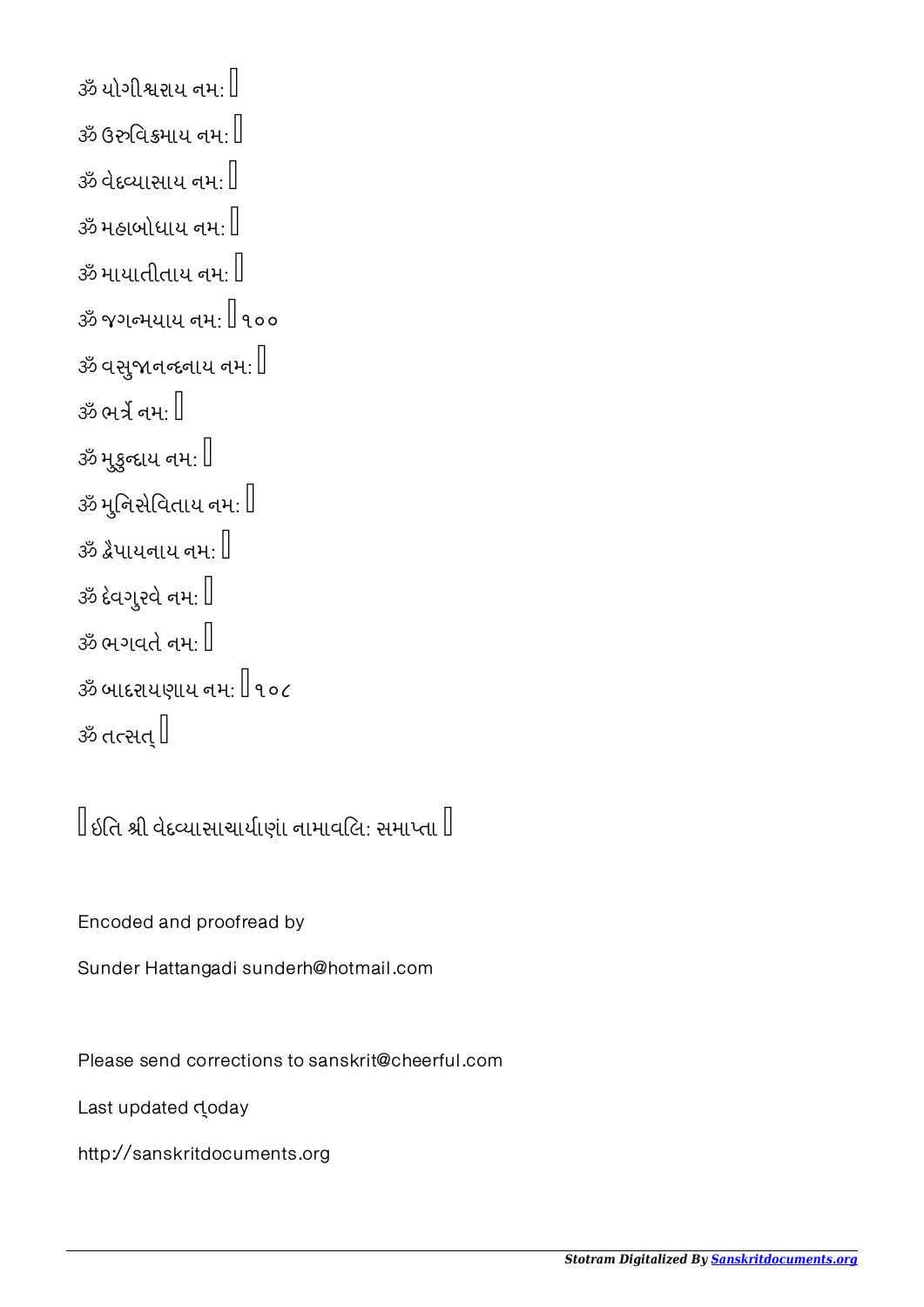ॐ યોગીશ્વરાય નમઃ ॥

ॐ ઉરુવિક્રમાય નમઃ ॥

ॐ વેદવ્યાસાય નમઃ ॥

ॐ મહાબોધાય નમઃ ॥

ॐ માયાતીતાય નમઃ ॥

ॐ જગન્મયાય નમઃ ॥ ૧૦૦

ॐ વસુજાનન્દનાય નમઃ ॥

ॐ ભર્ત્રે નમઃ ॥

ॐ મુકુન્દાય નમઃ ॥

ॐ મુનિસેવિતાય નમઃ ॥

ॐ દ્વૈપાયનાય નમઃ ॥

ॐ દેવગુરવે નમઃ ॥

ॐ ભગવતે નમઃ ॥

ॐ બાદરાયણાય નમઃ ॥ ૧૦૮

ॐ તત્સત્ ॥

॥ ઇતિ શ્રી વેદવ્યાસાચાર્યાણાં નામાવલિઃ સમાપ્તા ॥

Encoded and proofread by

Sunder Hattangadi sunderh@hotmail.com

Please send corrections to sanskrit@cheerful.com

Last updated ત્oday

http://sanskritdocuments.org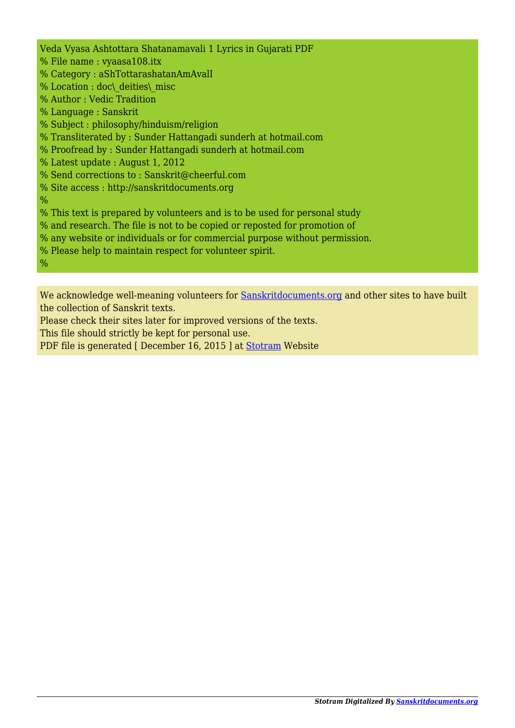Veda Vyasa Ashtottara Shatanamavali 1 Lyrics in Gujarati PDF
% File name : vyaasa108.itx
% Category : aShTottarashatanAmAvalI
% Location : doc\_deities\_misc
% Author : Vedic Tradition
% Language : Sanskrit
% Subject : philosophy/hinduism/religion
% Transliterated by : Sunder Hattangadi sunderh at hotmail.com
% Proofread by : Sunder Hattangadi sunderh at hotmail.com
% Latest update : August 1, 2012
% Send corrections to : Sanskrit@cheerful.com
% Site access : http://sanskritdocuments.org
%
% This text is prepared by volunteers and is to be used for personal study
% and research. The file is not to be copied or reposted for promotion of
% any website or individuals or for commercial purpose without permission.
% Please help to maintain respect for volunteer spirit.
%

We acknowledge well-meaning volunteers for Sanskritdocuments.org and other sites to have built the collection of Sanskrit texts.
Please check their sites later for improved versions of the texts.
This file should strictly be kept for personal use.
PDF file is generated [ December 16, 2015 ] at Stotram Website